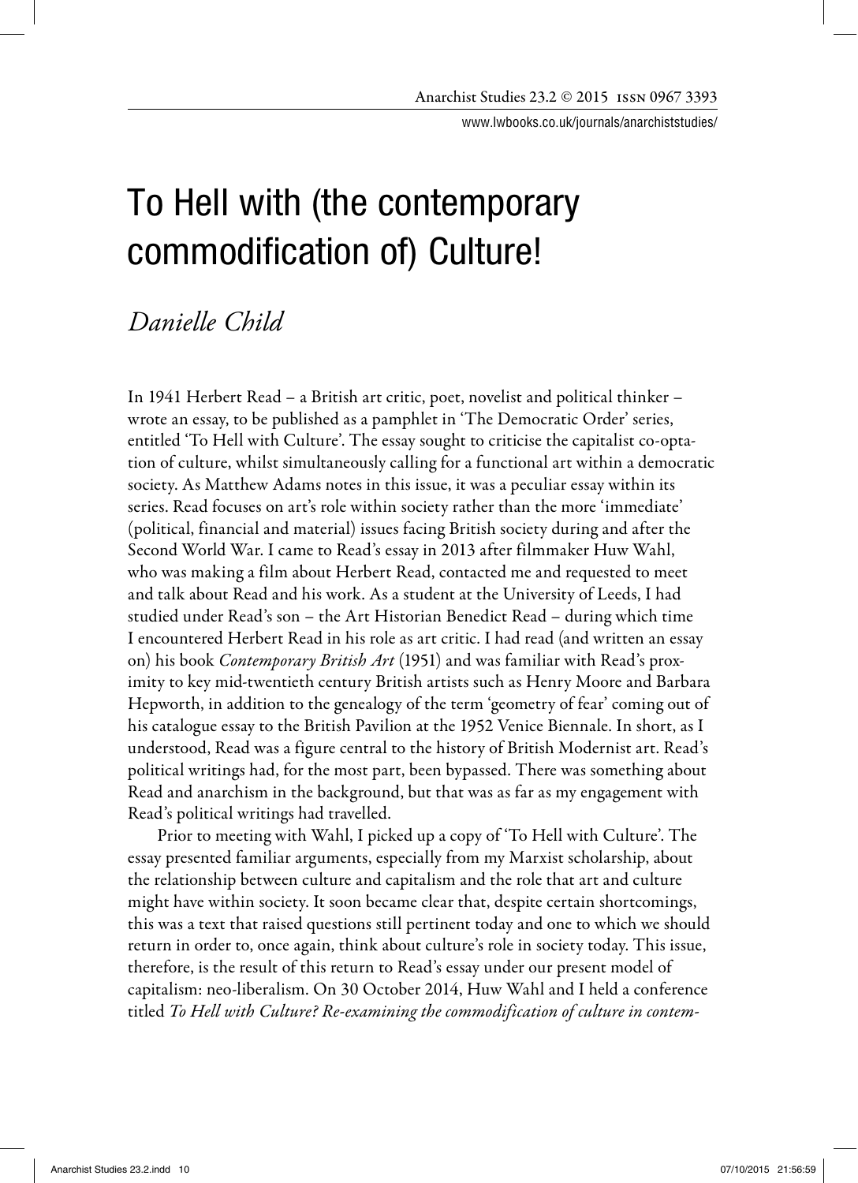# To Hell with (the contemporary commodification of) Culture!

*Danielle Child*

In 1941 Herbert Read – a British art critic, poet, novelist and political thinker – wrote an essay, to be published as a pamphlet in 'The Democratic Order' series, entitled 'To Hell with Culture'. The essay sought to criticise the capitalist co-optation of culture, whilst simultaneously calling for a functional art within a democratic society. As Matthew Adams notes in this issue, it was a peculiar essay within its series. Read focuses on art's role within society rather than the more 'immediate' (political, financial and material) issues facing British society during and after the Second World War. I came to Read's essay in 2013 after filmmaker Huw Wahl, who was making a film about Herbert Read, contacted me and requested to meet and talk about Read and his work. As a student at the University of Leeds, I had studied under Read's son – the Art Historian Benedict Read – during which time I encountered Herbert Read in his role as art critic. I had read (and written an essay on) his book *Contemporary British Art* (1951) and was familiar with Read's proximity to key mid-twentieth century British artists such as Henry Moore and Barbara Hepworth, in addition to the genealogy of the term 'geometry of fear' coming out of his catalogue essay to the British Pavilion at the 1952 Venice Biennale. In short, as I understood, Read was a figure central to the history of British Modernist art. Read's political writings had, for the most part, been bypassed. There was something about Read and anarchism in the background, but that was as far as my engagement with Read's political writings had travelled.

Prior to meeting with Wahl, I picked up a copy of 'To Hell with Culture'. The essay presented familiar arguments, especially from my Marxist scholarship, about the relationship between culture and capitalism and the role that art and culture might have within society. It soon became clear that, despite certain shortcomings, this was a text that raised questions still pertinent today and one to which we should return in order to, once again, think about culture's role in society today. This issue, therefore, is the result of this return to Read's essay under our present model of capitalism: neo-liberalism. On 30 October 2014, Huw Wahl and I held a conference titled *To Hell with Culture? Re-examining the commodification of culture in contem-*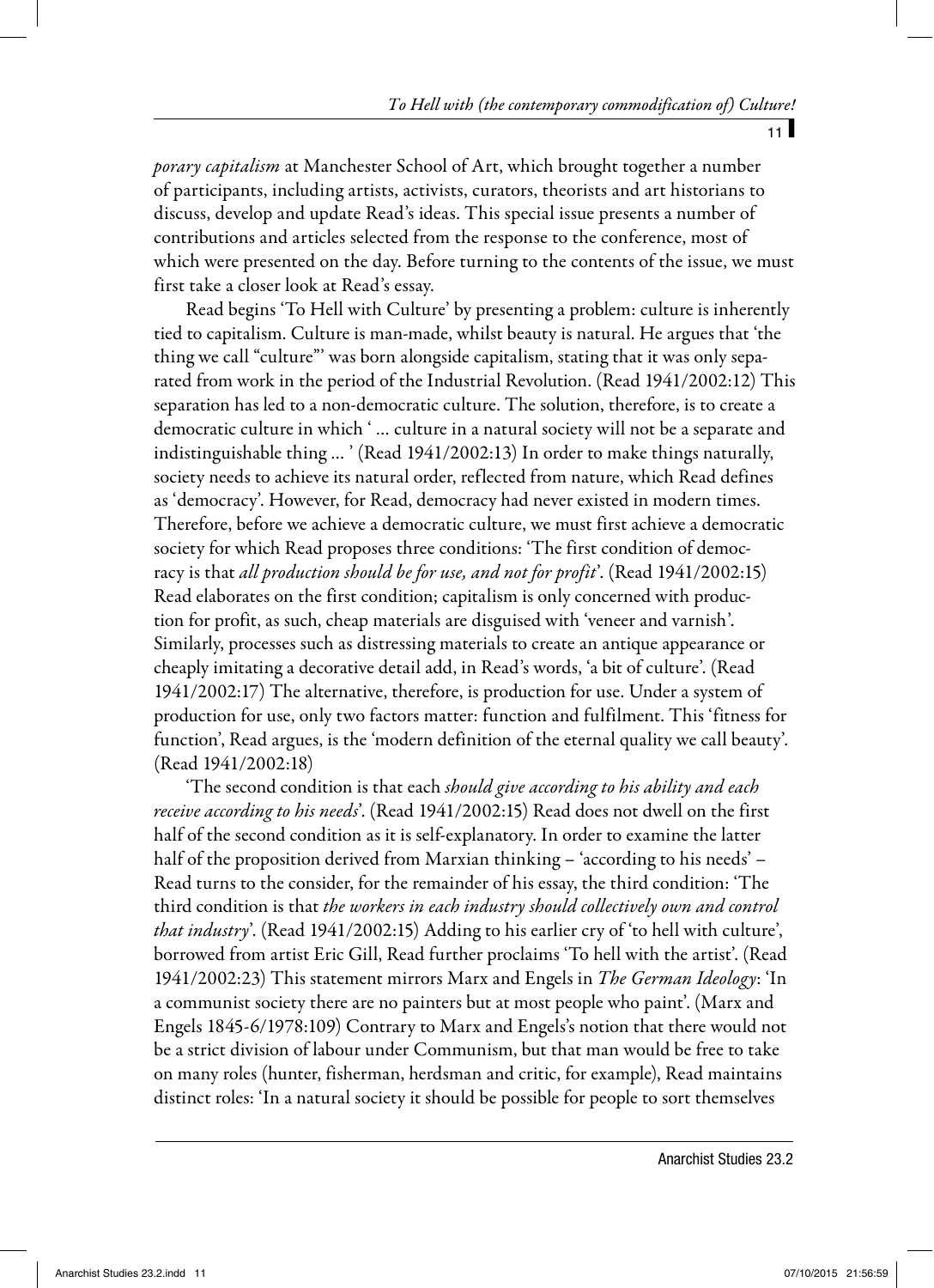*porary capitalism* at Manchester School of Art, which brought together a number of participants, including artists, activists, curators, theorists and art historians to discuss, develop and update Read's ideas. This special issue presents a number of contributions and articles selected from the response to the conference, most of which were presented on the day. Before turning to the contents of the issue, we must first take a closer look at Read's essay.

Read begins 'To Hell with Culture' by presenting a problem: culture is inherently tied to capitalism. Culture is man-made, whilst beauty is natural. He argues that 'the thing we call "culture"' was born alongside capitalism, stating that it was only separated from work in the period of the Industrial Revolution. (Read 1941/2002:12) This separation has led to a non-democratic culture. The solution, therefore, is to create a democratic culture in which ' … culture in a natural society will not be a separate and indistinguishable thing … ' (Read 1941/2002:13) In order to make things naturally, society needs to achieve its natural order, reflected from nature, which Read defines as 'democracy'. However, for Read, democracy had never existed in modern times. Therefore, before we achieve a democratic culture, we must first achieve a democratic society for which Read proposes three conditions: 'The first condition of democracy is that *all production should be for use, and not for profit*'. (Read 1941/2002:15) Read elaborates on the first condition; capitalism is only concerned with production for profit, as such, cheap materials are disguised with 'veneer and varnish'. Similarly, processes such as distressing materials to create an antique appearance or cheaply imitating a decorative detail add, in Read's words, 'a bit of culture'. (Read 1941/2002:17) The alternative, therefore, is production for use. Under a system of production for use, only two factors matter: function and fulfilment. This 'fitness for function', Read argues, is the 'modern definition of the eternal quality we call beauty'. (Read 1941/2002:18)

'The second condition is that each *should give according to his ability and each receive according to his needs*'. (Read 1941/2002:15) Read does not dwell on the first half of the second condition as it is self-explanatory. In order to examine the latter half of the proposition derived from Marxian thinking – 'according to his needs' – Read turns to the consider, for the remainder of his essay, the third condition: 'The third condition is that *the workers in each industry should collectively own and control that industry*'. (Read 1941/2002:15) Adding to his earlier cry of 'to hell with culture', borrowed from artist Eric Gill, Read further proclaims 'To hell with the artist'. (Read 1941/2002:23) This statement mirrors Marx and Engels in *The German Ideology*: 'In a communist society there are no painters but at most people who paint'. (Marx and Engels 1845-6/1978:109) Contrary to Marx and Engels's notion that there would not be a strict division of labour under Communism, but that man would be free to take on many roles (hunter, fisherman, herdsman and critic, for example), Read maintains distinct roles: 'In a natural society it should be possible for people to sort themselves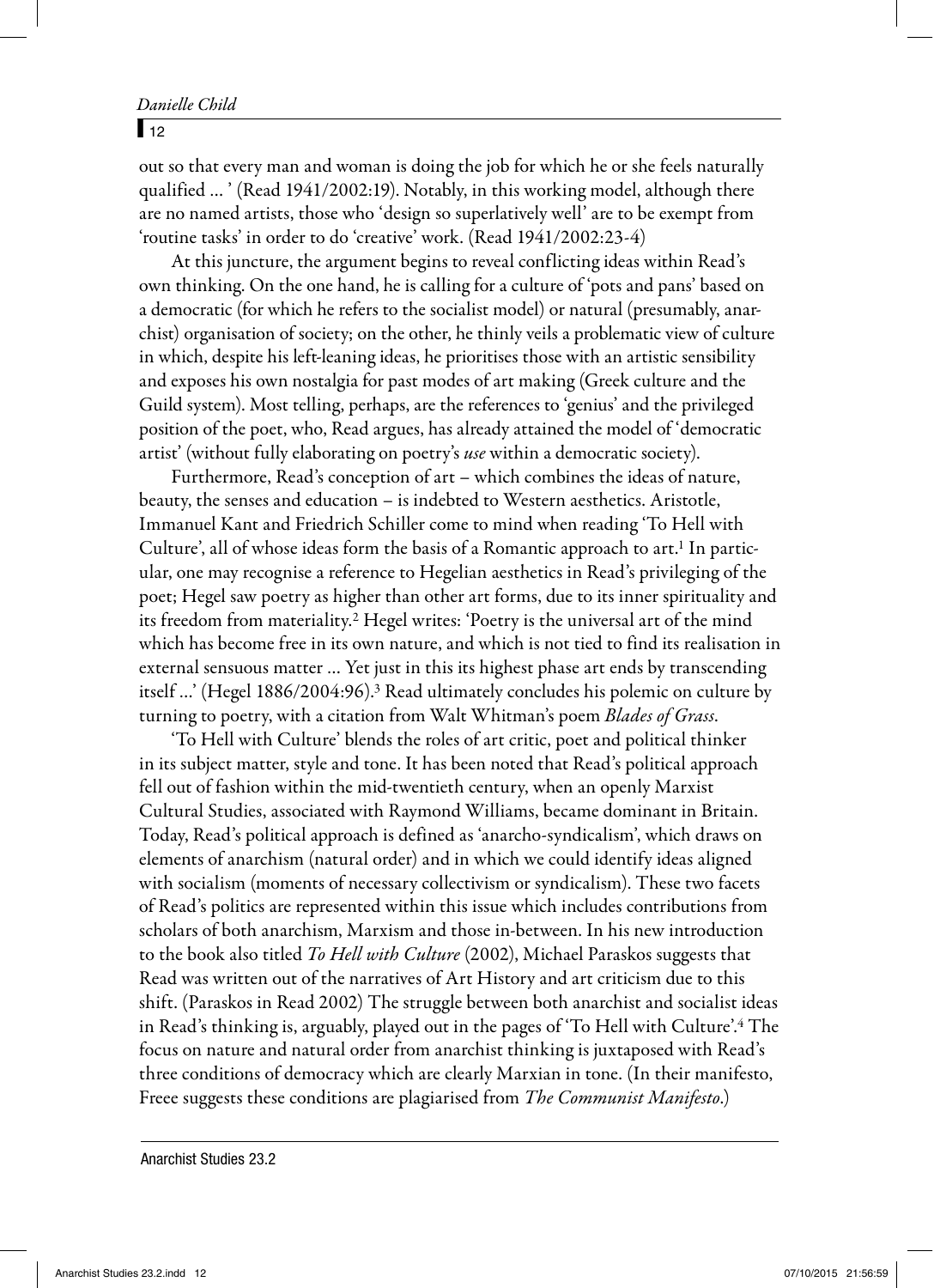out so that every man and woman is doing the job for which he or she feels naturally qualified … ' (Read 1941/2002:19). Notably, in this working model, although there are no named artists, those who 'design so superlatively well' are to be exempt from 'routine tasks' in order to do 'creative' work. (Read 1941/2002:23-4)

At this juncture, the argument begins to reveal conflicting ideas within Read's own thinking. On the one hand, he is calling for a culture of 'pots and pans' based on a democratic (for which he refers to the socialist model) or natural (presumably, anarchist) organisation of society; on the other, he thinly veils a problematic view of culture in which, despite his left-leaning ideas, he prioritises those with an artistic sensibility and exposes his own nostalgia for past modes of art making (Greek culture and the Guild system). Most telling, perhaps, are the references to 'genius' and the privileged position of the poet, who, Read argues, has already attained the model of 'democratic artist' (without fully elaborating on poetry's *use* within a democratic society).

Furthermore, Read's conception of art – which combines the ideas of nature, beauty, the senses and education – is indebted to Western aesthetics. Aristotle, Immanuel Kant and Friedrich Schiller come to mind when reading 'To Hell with Culture', all of whose ideas form the basis of a Romantic approach to art.[1] In particular, one may recognise a reference to Hegelian aesthetics in Read's privileging of the poet; Hegel saw poetry as higher than other art forms, due to its inner spirituality and its freedom from materiality.[2] Hegel writes: 'Poetry is the universal art of the mind which has become free in its own nature, and which is not tied to find its realisation in external sensuous matter … Yet just in this its highest phase art ends by transcending itself …' (Hegel 1886/2004:96).[3] Read ultimately concludes his polemic on culture by turning to poetry, with a citation from Walt Whitman's poem *Blades of Grass*.

'To Hell with Culture' blends the roles of art critic, poet and political thinker in its subject matter, style and tone. It has been noted that Read's political approach fell out of fashion within the mid-twentieth century, when an openly Marxist Cultural Studies, associated with Raymond Williams, became dominant in Britain. Today, Read's political approach is defined as 'anarcho-syndicalism', which draws on elements of anarchism (natural order) and in which we could identify ideas aligned with socialism (moments of necessary collectivism or syndicalism). These two facets of Read's politics are represented within this issue which includes contributions from scholars of both anarchism, Marxism and those in-between. In his new introduction to the book also titled *To Hell with Culture* (2002), Michael Paraskos suggests that Read was written out of the narratives of Art History and art criticism due to this shift. (Paraskos in Read 2002) The struggle between both anarchist and socialist ideas in Read's thinking is, arguably, played out in the pages of 'To Hell with Culture'.[4] The focus on nature and natural order from anarchist thinking is juxtaposed with Read's three conditions of democracy which are clearly Marxian in tone. (In their manifesto, Freee suggests these conditions are plagiarised from *The Communist Manifesto*.)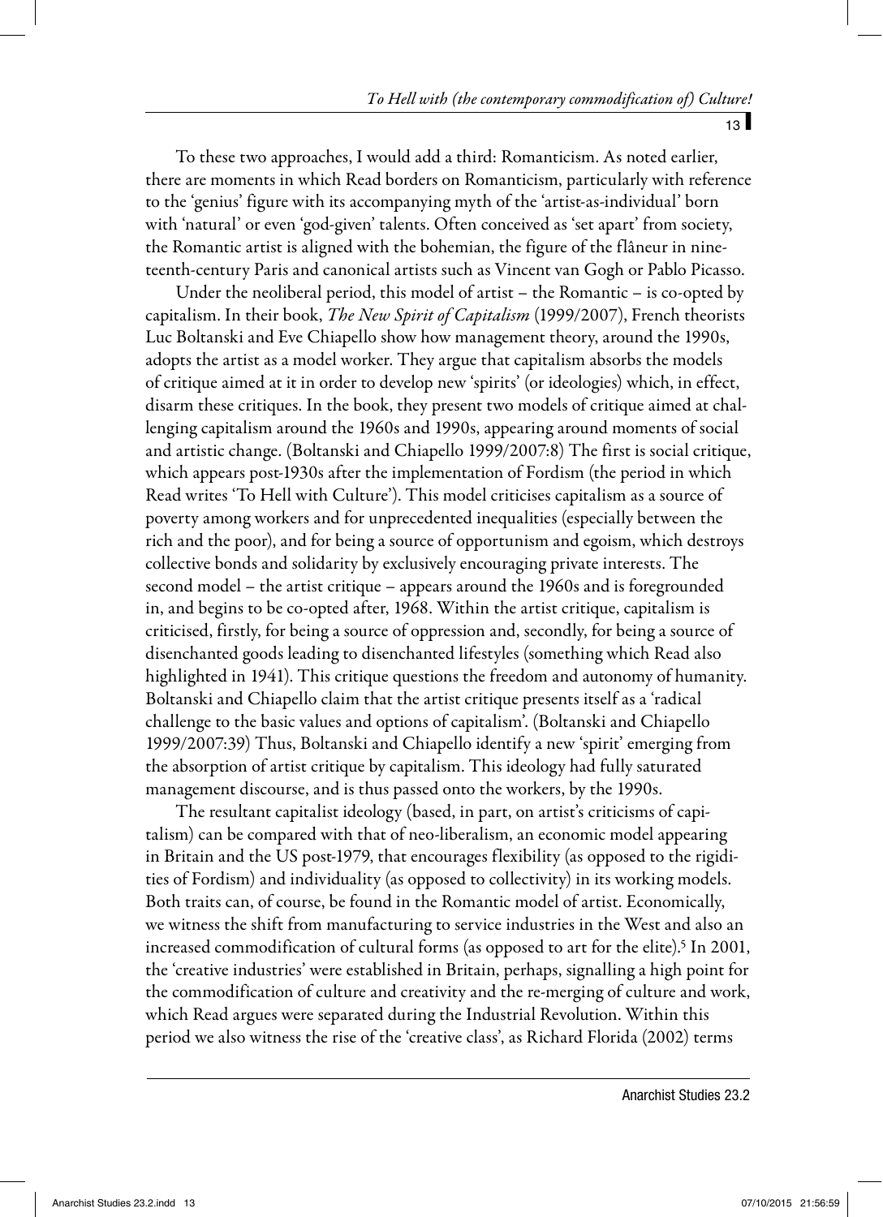To these two approaches, I would add a third: Romanticism. As noted earlier, there are moments in which Read borders on Romanticism, particularly with reference to the 'genius' figure with its accompanying myth of the 'artist-as-individual' born with 'natural' or even 'god-given' talents. Often conceived as 'set apart' from society, the Romantic artist is aligned with the bohemian, the figure of the flâneur in nineteenth-century Paris and canonical artists such as Vincent van Gogh or Pablo Picasso.

Under the neoliberal period, this model of artist – the Romantic – is co-opted by capitalism. In their book, *The New Spirit of Capitalism* (1999/2007), French theorists Luc Boltanski and Eve Chiapello show how management theory, around the 1990s, adopts the artist as a model worker. They argue that capitalism absorbs the models of critique aimed at it in order to develop new 'spirits' (or ideologies) which, in effect, disarm these critiques. In the book, they present two models of critique aimed at challenging capitalism around the 1960s and 1990s, appearing around moments of social and artistic change. (Boltanski and Chiapello 1999/2007:8) The first is social critique, which appears post-1930s after the implementation of Fordism (the period in which Read writes 'To Hell with Culture'). This model criticises capitalism as a source of poverty among workers and for unprecedented inequalities (especially between the rich and the poor), and for being a source of opportunism and egoism, which destroys collective bonds and solidarity by exclusively encouraging private interests. The second model – the artist critique – appears around the 1960s and is foregrounded in, and begins to be co-opted after, 1968. Within the artist critique, capitalism is criticised, firstly, for being a source of oppression and, secondly, for being a source of disenchanted goods leading to disenchanted lifestyles (something which Read also highlighted in 1941). This critique questions the freedom and autonomy of humanity. Boltanski and Chiapello claim that the artist critique presents itself as a 'radical challenge to the basic values and options of capitalism'. (Boltanski and Chiapello 1999/2007:39) Thus, Boltanski and Chiapello identify a new 'spirit' emerging from the absorption of artist critique by capitalism. This ideology had fully saturated management discourse, and is thus passed onto the workers, by the 1990s.

The resultant capitalist ideology (based, in part, on artist's criticisms of capitalism) can be compared with that of neo-liberalism, an economic model appearing in Britain and the US post-1979, that encourages flexibility (as opposed to the rigidities of Fordism) and individuality (as opposed to collectivity) in its working models. Both traits can, of course, be found in the Romantic model of artist. Economically, we witness the shift from manufacturing to service industries in the West and also an increased commodification of cultural forms (as opposed to art for the elite).[5] In 2001, the 'creative industries' were established in Britain, perhaps, signalling a high point for the commodification of culture and creativity and the re-merging of culture and work, which Read argues were separated during the Industrial Revolution. Within this period we also witness the rise of the 'creative class', as Richard Florida (2002) terms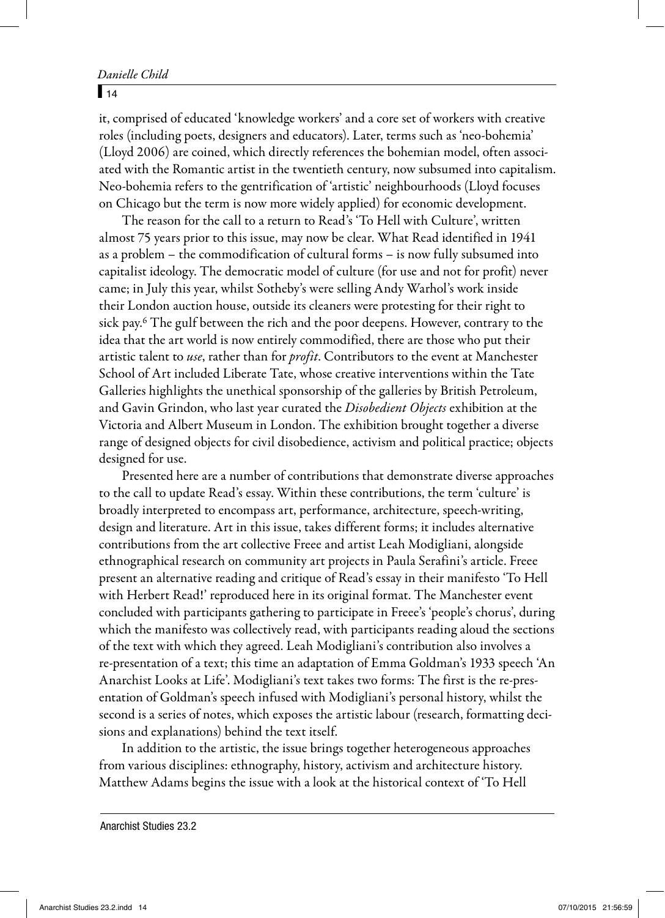it, comprised of educated 'knowledge workers' and a core set of workers with creative roles (including poets, designers and educators). Later, terms such as 'neo-bohemia' (Lloyd 2006) are coined, which directly references the bohemian model, often associated with the Romantic artist in the twentieth century, now subsumed into capitalism. Neo-bohemia refers to the gentrification of 'artistic' neighbourhoods (Lloyd focuses on Chicago but the term is now more widely applied) for economic development.

The reason for the call to a return to Read's 'To Hell with Culture', written almost 75 years prior to this issue, may now be clear. What Read identified in 1941 as a problem – the commodification of cultural forms – is now fully subsumed into capitalist ideology. The democratic model of culture (for use and not for profit) never came; in July this year, whilst Sotheby's were selling Andy Warhol's work inside their London auction house, outside its cleaners were protesting for their right to sick pay.[6] The gulf between the rich and the poor deepens. However, contrary to the idea that the art world is now entirely commodified, there are those who put their artistic talent to *use*, rather than for *profit*. Contributors to the event at Manchester School of Art included Liberate Tate, whose creative interventions within the Tate Galleries highlights the unethical sponsorship of the galleries by British Petroleum, and Gavin Grindon, who last year curated the *Disobedient Objects* exhibition at the Victoria and Albert Museum in London. The exhibition brought together a diverse range of designed objects for civil disobedience, activism and political practice; objects designed for use.

Presented here are a number of contributions that demonstrate diverse approaches to the call to update Read's essay. Within these contributions, the term 'culture' is broadly interpreted to encompass art, performance, architecture, speech-writing, design and literature. Art in this issue, takes different forms; it includes alternative contributions from the art collective Freee and artist Leah Modigliani, alongside ethnographical research on community art projects in Paula Serafini's article. Freee present an alternative reading and critique of Read's essay in their manifesto 'To Hell with Herbert Read!' reproduced here in its original format. The Manchester event concluded with participants gathering to participate in Freee's 'people's chorus', during which the manifesto was collectively read, with participants reading aloud the sections of the text with which they agreed. Leah Modigliani's contribution also involves a re-presentation of a text; this time an adaptation of Emma Goldman's 1933 speech 'An Anarchist Looks at Life'. Modigliani's text takes two forms: The first is the re-presentation of Goldman's speech infused with Modigliani's personal history, whilst the second is a series of notes, which exposes the artistic labour (research, formatting decisions and explanations) behind the text itself.

In addition to the artistic, the issue brings together heterogeneous approaches from various disciplines: ethnography, history, activism and architecture history. Matthew Adams begins the issue with a look at the historical context of 'To Hell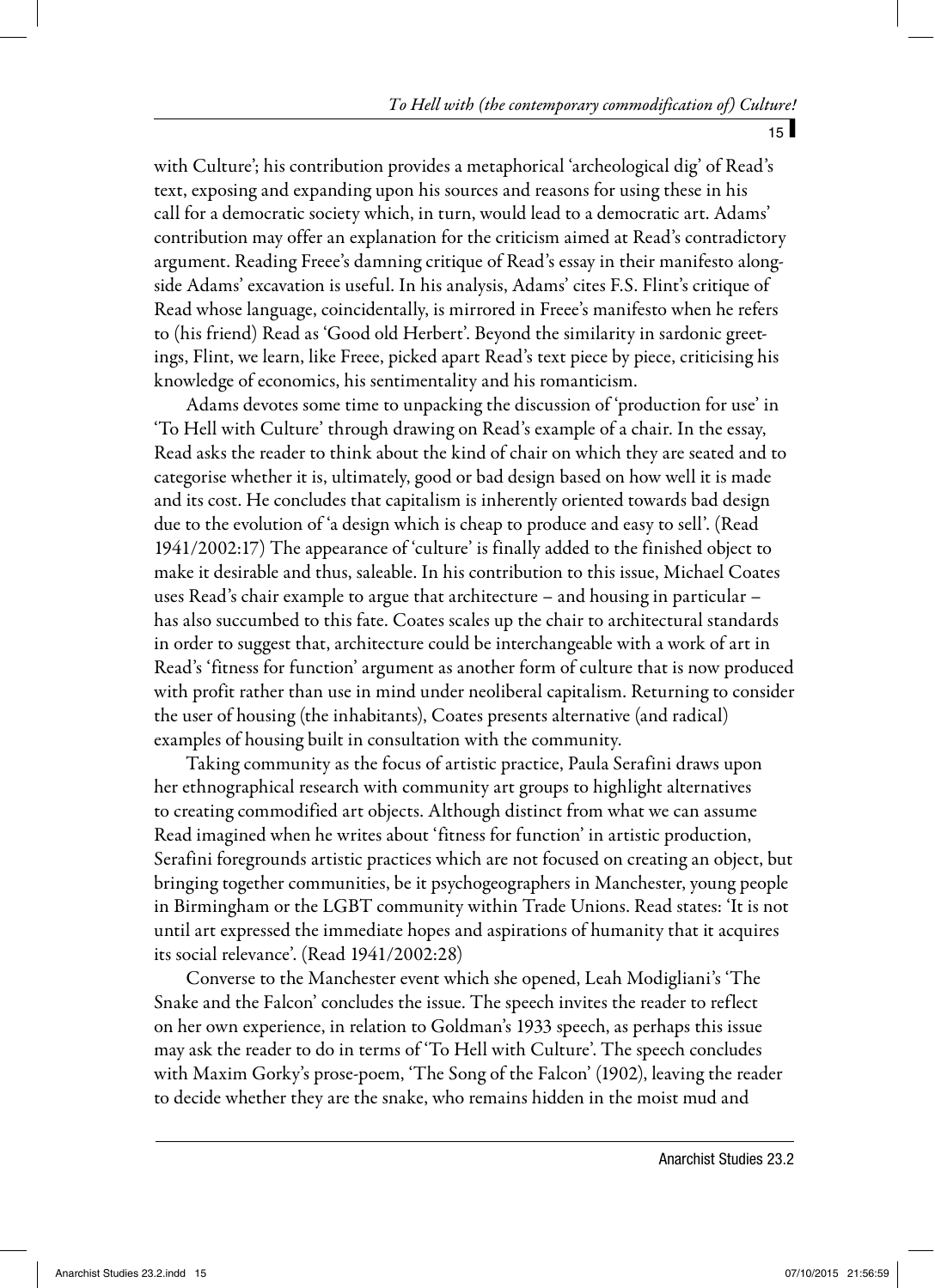with Culture'; his contribution provides a metaphorical 'archeological dig' of Read's text, exposing and expanding upon his sources and reasons for using these in his call for a democratic society which, in turn, would lead to a democratic art. Adams' contribution may offer an explanation for the criticism aimed at Read's contradictory argument. Reading Freee's damning critique of Read's essay in their manifesto alongside Adams' excavation is useful. In his analysis, Adams' cites F.S. Flint's critique of Read whose language, coincidentally, is mirrored in Freee's manifesto when he refers to (his friend) Read as 'Good old Herbert'. Beyond the similarity in sardonic greetings, Flint, we learn, like Freee, picked apart Read's text piece by piece, criticising his knowledge of economics, his sentimentality and his romanticism.

Adams devotes some time to unpacking the discussion of 'production for use' in 'To Hell with Culture' through drawing on Read's example of a chair. In the essay, Read asks the reader to think about the kind of chair on which they are seated and to categorise whether it is, ultimately, good or bad design based on how well it is made and its cost. He concludes that capitalism is inherently oriented towards bad design due to the evolution of 'a design which is cheap to produce and easy to sell'. (Read 1941/2002:17) The appearance of 'culture' is finally added to the finished object to make it desirable and thus, saleable. In his contribution to this issue, Michael Coates uses Read's chair example to argue that architecture – and housing in particular – has also succumbed to this fate. Coates scales up the chair to architectural standards in order to suggest that, architecture could be interchangeable with a work of art in Read's 'fitness for function' argument as another form of culture that is now produced with profit rather than use in mind under neoliberal capitalism. Returning to consider the user of housing (the inhabitants), Coates presents alternative (and radical) examples of housing built in consultation with the community.

Taking community as the focus of artistic practice, Paula Serafini draws upon her ethnographical research with community art groups to highlight alternatives to creating commodified art objects. Although distinct from what we can assume Read imagined when he writes about 'fitness for function' in artistic production, Serafini foregrounds artistic practices which are not focused on creating an object, but bringing together communities, be it psychogeographers in Manchester, young people in Birmingham or the LGBT community within Trade Unions. Read states: 'It is not until art expressed the immediate hopes and aspirations of humanity that it acquires its social relevance'. (Read 1941/2002:28)

Converse to the Manchester event which she opened, Leah Modigliani's 'The Snake and the Falcon' concludes the issue. The speech invites the reader to reflect on her own experience, in relation to Goldman's 1933 speech, as perhaps this issue may ask the reader to do in terms of 'To Hell with Culture'. The speech concludes with Maxim Gorky's prose-poem, 'The Song of the Falcon' (1902), leaving the reader to decide whether they are the snake, who remains hidden in the moist mud and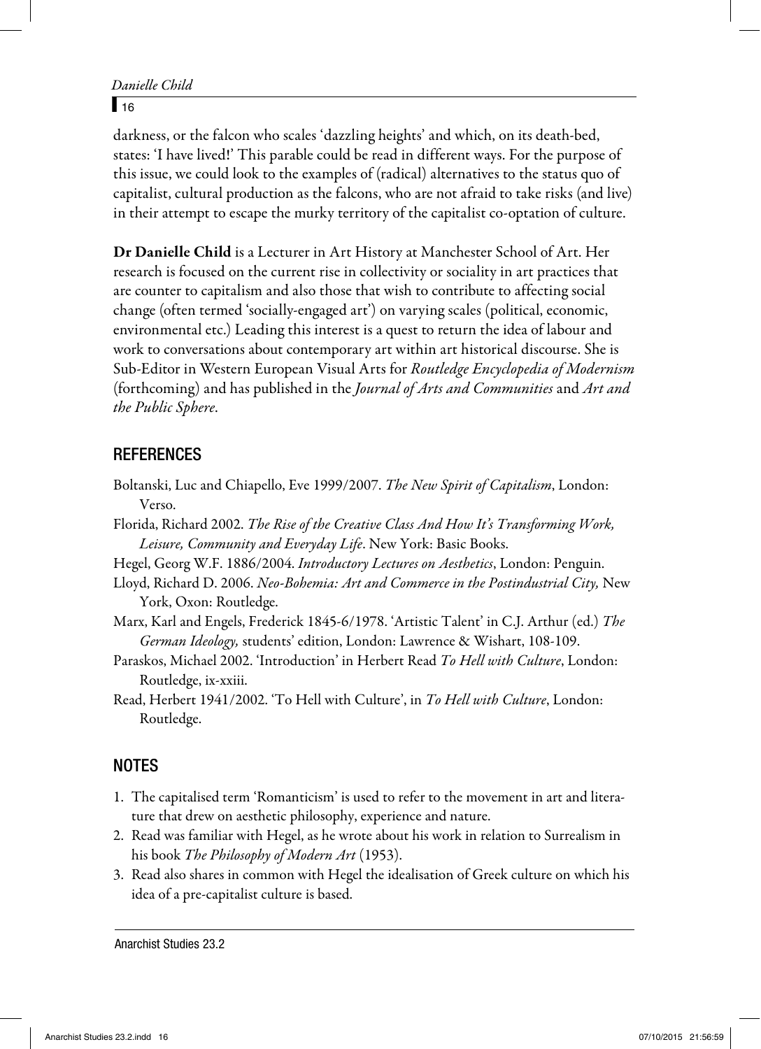darkness, or the falcon who scales 'dazzling heights' and which, on its death-bed, states: 'I have lived!' This parable could be read in different ways. For the purpose of this issue, we could look to the examples of (radical) alternatives to the status quo of capitalist, cultural production as the falcons, who are not afraid to take risks (and live) in their attempt to escape the murky territory of the capitalist co-optation of culture.

**Dr Danielle Child** is a Lecturer in Art History at Manchester School of Art. Her research is focused on the current rise in collectivity or sociality in art practices that are counter to capitalism and also those that wish to contribute to affecting social change (often termed 'socially-engaged art') on varying scales (political, economic, environmental etc.) Leading this interest is a quest to return the idea of labour and work to conversations about contemporary art within art historical discourse. She is Sub-Editor in Western European Visual Arts for *Routledge Encyclopedia of Modernism* (forthcoming) and has published in the *Journal of Arts and Communities* and *Art and the Public Sphere*.

## REFERENCES

Boltanski, Luc and Chiapello, Eve 1999/2007. *The New Spirit of Capitalism*, London: Verso.

Florida, Richard 2002. *The Rise of the Creative Class And How It's Transforming Work, Leisure, Community and Everyday Life*. New York: Basic Books.

Hegel, Georg W.F. 1886/2004. *Introductory Lectures on Aesthetics*, London: Penguin.

Lloyd, Richard D. 2006. *Neo-Bohemia: Art and Commerce in the Postindustrial City,* New York, Oxon: Routledge.

Marx, Karl and Engels, Frederick 1845-6/1978. 'Artistic Talent' in C.J. Arthur (ed.) *The German Ideology,* students' edition, London: Lawrence & Wishart, 108-109.

Paraskos, Michael 2002. 'Introduction' in Herbert Read *To Hell with Culture*, London: Routledge, ix-xxiii.

Read, Herbert 1941/2002. 'To Hell with Culture', in *To Hell with Culture*, London: Routledge.

## NOTES

1. The capitalised term 'Romanticism' is used to refer to the movement in art and literature that drew on aesthetic philosophy, experience and nature.
2. Read was familiar with Hegel, as he wrote about his work in relation to Surrealism in his book *The Philosophy of Modern Art* (1953).
3. Read also shares in common with Hegel the idealisation of Greek culture on which his idea of a pre-capitalist culture is based.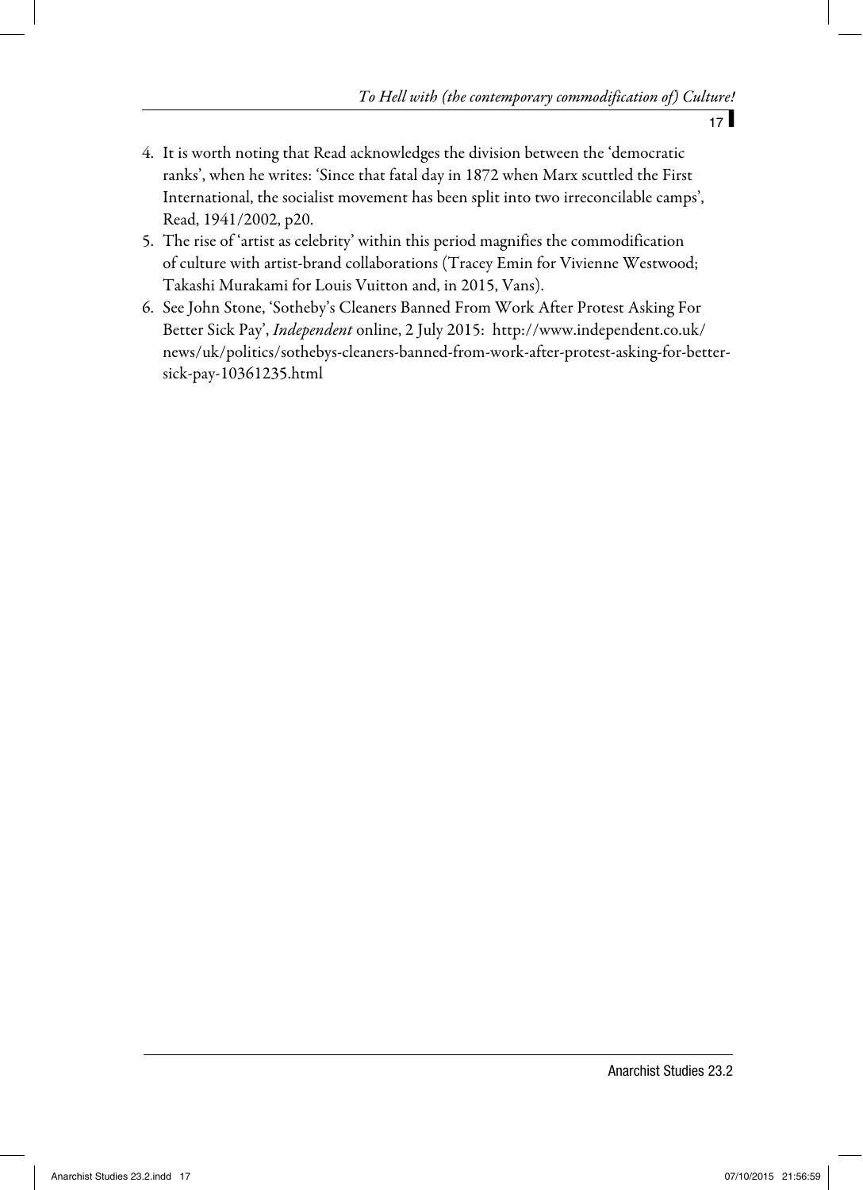4. It is worth noting that Read acknowledges the division between the 'democratic ranks', when he writes: 'Since that fatal day in 1872 when Marx scuttled the First International, the socialist movement has been split into two irreconcilable camps', Read, 1941/2002, p20.
5. The rise of 'artist as celebrity' within this period magnifies the commodification of culture with artist-brand collaborations (Tracey Emin for Vivienne Westwood; Takashi Murakami for Louis Vuitton and, in 2015, Vans).
6. See John Stone, 'Sotheby's Cleaners Banned From Work After Protest Asking For Better Sick Pay', *Independent* online, 2 July 2015: http://www.independent.co.uk/news/uk/politics/sothebys-cleaners-banned-from-work-after-protest-asking-for-better-sick-pay-10361235.html